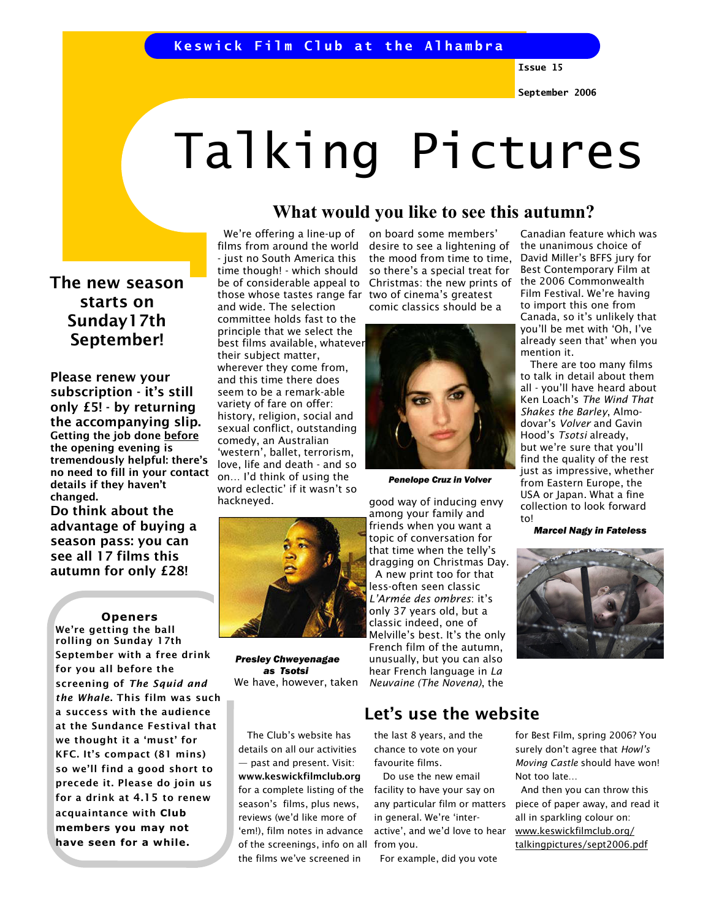Keswick Film Club at the Alhambra

Issue 15

September 2006

# Talking Pictures

## The new season starts on Sunday17th September!

**Please renew your subscription - it's still only £5! - by returning the accompanying slip. Getting the job done before the opening evening is tremendously helpful: there's no need to fill in your contact details if they haven't changed.**

**Do think about the advantage of buying a season pass: you can see all 17 films this autumn for only £28!**

### Openers

**We're getting the ball rolling on Sunday 17th September with a free drink for you all before the screening of *The Squid and the Whale*. This film was such a success with the audience at the Sundance Festival that we thought it a 'must' for KFC. It's compact (81 mins) so we'll find a good short to precede it. Please do join us for a drink at 4.15 to renew acquaintance with Club members you may not have seen for a while.**

## What would you like to see this autumn?

We're offering a line-up of films from around the world - just no South America this time though! - which should be of considerable appeal to those whose tastes range far and wide. The selection committee holds fast to the principle that we select the best films available, whatever their subject matter, wherever they come from, and this time there does seem to be a remark-able variety of fare on offer: history, religion, social and sexual conflict, outstanding comedy, an Australian 'western', ballet, terrorism, love, life and death - and so on… I'd think of using the word eclectic' if it wasn't so hackneyed.

***Presley Chweyenagae as Tsotsi***

We have, however, taken on board some members' desire to see a lightening of the mood from time to time, so there's a special treat for Christmas: the new prints of two of cinema's greatest comic classics should be a good way of inducing envy among your family and friends when you want a topic of conversation for that time when the telly's dragging on Christmas Day.

***Penelope Cruz in Volver***

A new print too for that less-often seen classic *L'Armée des ombres*: it's only 37 years old, but a classic indeed, one of Melville's best. It's the only French film of the autumn, unusually, but you can also hear French language in *La Neuvaine (The Novena)*, the Canadian feature which was the unanimous choice of David Miller's BFFS jury for Best Contemporary Film at the 2006 Commonwealth Film Festival. We're having to import this one from Canada, so it's unlikely that you'll be met with 'Oh, I've already seen that' when you mention it.

There are too many films to talk in detail about them all - you'll have heard about Ken Loach's *The Wind That Shakes the Barley*, Almo-dovar's *Volver* and Gavin Hood's *Tsotsi* already, but we're sure that you'll find the quality of the rest just as impressive, whether from Eastern Europe, the USA or Japan. What a fine collection to look forward to!

***Marcel Nagy in Fateless***

## Let's use the website

The Club's website has details on all our activities — past and present. Visit: **www.keswickfilmclub.org** for a complete listing of the season's films, plus news, reviews (we'd like more of 'em!), film notes in advance of the screenings, info on all the films we've screened in the last 8 years, and the chance to vote on your favourite films.

Do use the new email facility to have your say on any particular film or matters in general. We're 'inter-active', and we'd love to hear from you.

For example, did you vote for Best Film, spring 2006? You surely don't agree that *Howl's Moving Castle* should have won! Not too late…

And then you can throw this piece of paper away, and read it all in sparkling colour on: www.keswickfilmclub.org/talkingpictures/sept2006.pdf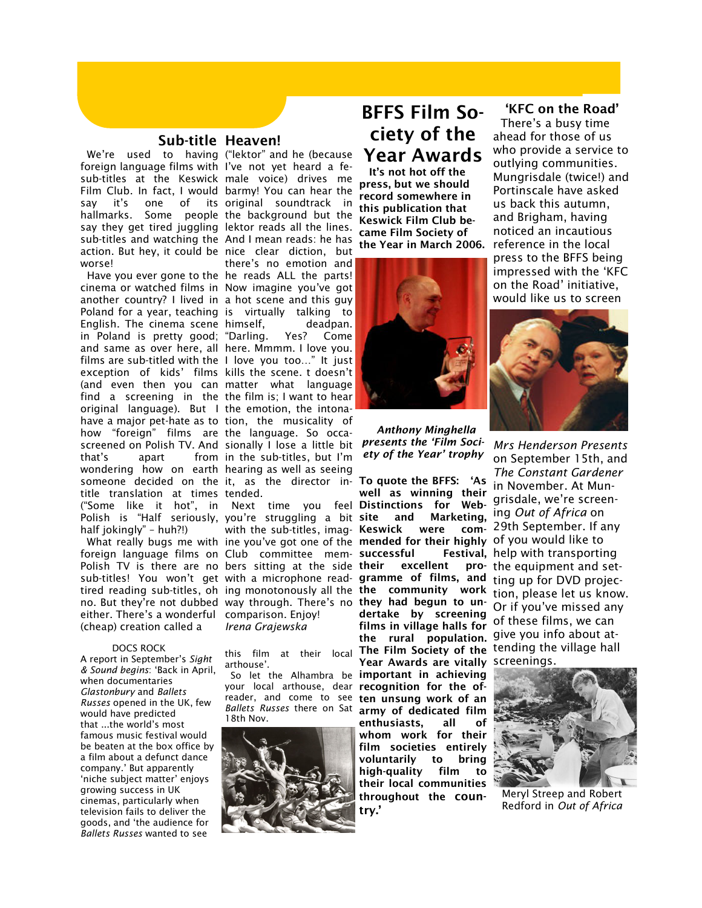## Sub-title Heaven!

We're used to having foreign language films with sub-titles at the Keswick Film Club. In fact, I would say it's one of its hallmarks. Some people say they get tired juggling sub-titles and watching the action. But hey, it could be worse!

Have you ever gone to the cinema or watched films in another country? I lived in Poland for a year, teaching English. The cinema scene in Poland is pretty good; and same as over here, all films are sub-titled with the exception of kids' films (and even then you can find a screening in the original language). But I have a major pet-hate as to how "foreign" films are screened on Polish TV. And that's apart from wondering how on earth someone decided on the title translation at times ("Some like it hot", in Polish is "Half seriously, half jokingly" – huh?!)

What really bugs me with foreign language films on Polish TV is there are no sub-titles! You won't get tired reading sub-titles, oh no. But they're not dubbed either. There's a wonderful (cheap) creation called a ("lektor" and he (because I've not yet heard a female voice) drives me barmy! You can hear the original soundtrack in the background but the lektor reads all the lines. And I mean reads: he has nice clear diction, but there's no emotion and he reads ALL the parts! Now imagine you've got a hot scene and this guy is virtually talking to himself, deadpan. "Darling. Yes? Come here. Mmmm. I love you. I love you too..." It just kills the scene. t doesn't matter what language the film is; I want to hear the emotion, the intonation, the musicality of the language. So occasionally I lose a little bit in the sub-titles, but I'm hearing as well as seeing it, as the director intended.

Next time you feel you're struggling a bit with the sub-titles, imagine you've got one of the Club committee members sitting at the side with a microphone reading monotonously all the way through. There's no comparison. Enjoy!

*Irena Grajewska*

DOCS ROCK

A report in September's *Sight & Sound begins*: 'Back in April, when documentaries *Glastonbury* and *Ballets Russes* opened in the UK, few would have predicted that ...the world's most famous music festival would be beaten at the box office by a film about a defunct dance company.' But apparently 'niche subject matter' enjoys growing success in UK cinemas, particularly when television fails to deliver the goods, and 'the audience for *Ballets Russes* wanted to see this film at their local arthouse'.

So let the Alhambra be your local arthouse, dear reader, and come to see *Ballets Russes* there on Sat 18th Nov.

## BFFS Film Society of the Year Awards

**It's not hot off the press, but we should record somewhere in this publication that Keswick Film Club became Film Society of the Year in March 2006.**

*Anthony Minghella presents the 'Film Society of the Year' trophy*

**To quote the BFFS: 'As well as winning their Distinctions for Website and Marketing, Keswick were commended for their highly successful Festival, their excellent programme of films, and the community work they had begun to undertake by screening films in village halls for the rural population. The Film Society of the Year Awards are vitally important in achieving recognition for the often unsung work of an army of dedicated film enthusiasts, all of whom work for their film societies entirely voluntarily to bring high-quality film to their local communities throughout the country.'**

## 'KFC on the Road'

There's a busy time ahead for those of us who provide a service to outlying communities. Mungrisdale (twice!) and Portinscale have asked us back this autumn, and Brigham, having noticed an incautious reference in the local press to the BFFS being impressed with the 'KFC on the Road' initiative, would like us to screen *Mrs Henderson Presents* on September 15th, and *The Constant Gardener* in November. At Mungrisdale, we're screening *Out of Africa* on 29th September. If any of you would like to help with transporting the equipment and setting up for DVD projection, please let us know. Or if you've missed any of these films, we can give you info about attending the village hall screenings.

Meryl Streep and Robert Redford in *Out of Africa*